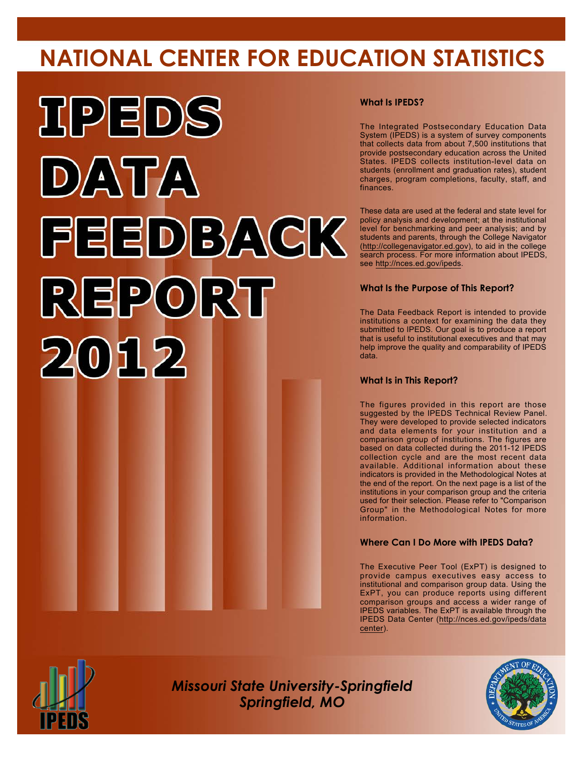# NATIONAL CENTER FOR EDUCATION STATISTICS

# IPEDS DATA FEEDBACK REPORT 2012

### What Is IPEDS?

The Integrated Postsecondary Education Data System (IPEDS) is a system of survey components that collects data from about 7,500 institutions that provide postsecondary education across the United States. IPEDS collects institution-level data on students (enrollment and graduation rates), student charges, program completions, faculty, staff, and finances.

These data are used at the federal and state level for policy analysis and development; at the institutional level for benchmarking and peer analysis; and by students and parents, through the College Navigator (http://collegenavigator.ed.gov), to aid in the college search process. For more information about IPEDS, see http://nces.ed.gov/ipeds.

### What Is the Purpose of This Report?

The Data Feedback Report is intended to provide institutions a context for examining the data they submitted to IPEDS. Our goal is to produce a report that is useful to institutional executives and that may help improve the quality and comparability of IPEDS data.

### What Is in This Report?

The figures provided in this report are those suggested by the IPEDS Technical Review Panel. They were developed to provide selected indicators and data elements for your institution and a comparison group of institutions. The figures are based on data collected during the 2011-12 IPEDS collection cycle and are the most recent data available. Additional information about these indicators is provided in the Methodological Notes at the end of the report. On the next page is a list of the institutions in your comparison group and the criteria used for their selection. Please refer to "Comparison Group" in the Methodological Notes for more information.

### Where Can I Do More with IPEDS Data?

The Executive Peer Tool (ExPT) is designed to provide campus executives easy access to institutional and comparison group data. Using the ExPT, you can produce reports using different comparison groups and access a wider range of IPEDS variables. The ExPT is available through the IPEDS Data Center (http://nces.ed.gov/ipeds/datacenter).

*Missouri State University-Springfield*
*Springfield, MO*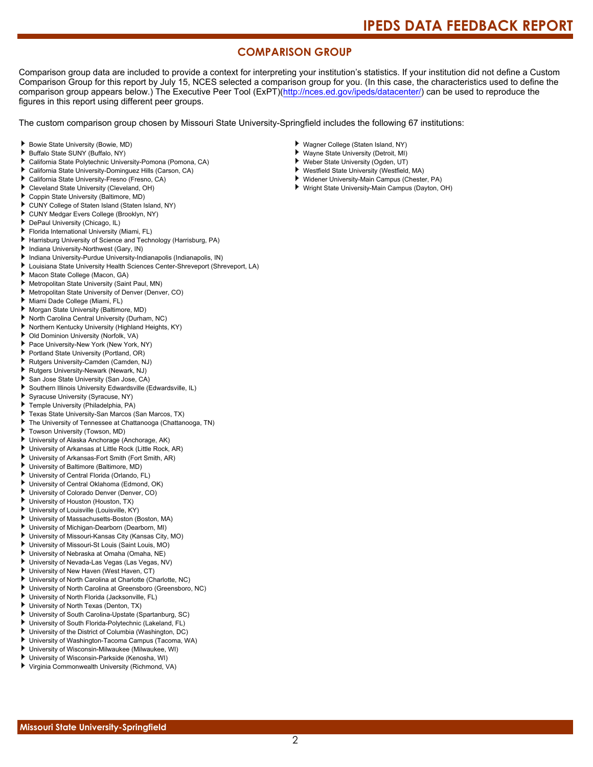## COMPARISON GROUP

Comparison group data are included to provide a context for interpreting your institution's statistics. If your institution did not define a Custom Comparison Group for this report by July 15, NCES selected a comparison group for you. (In this case, the characteristics used to define the comparison group appears below.) The Executive Peer Tool (ExPT)(http://nces.ed.gov/ipeds/datacenter/) can be used to reproduce the figures in this report using different peer groups.

The custom comparison group chosen by Missouri State University-Springfield includes the following 67 institutions:

- Bowie State University (Bowie, MD)
- Buffalo State SUNY (Buffalo, NY)
- California State Polytechnic University-Pomona (Pomona, CA)
- California State University-Dominguez Hills (Carson, CA)
- California State University-Fresno (Fresno, CA)
- Cleveland State University (Cleveland, OH)
- Coppin State University (Baltimore, MD)
- CUNY College of Staten Island (Staten Island, NY)
- CUNY Medgar Evers College (Brooklyn, NY)
- DePaul University (Chicago, IL)
- Florida International University (Miami, FL)
- Harrisburg University of Science and Technology (Harrisburg, PA)
- Indiana University-Northwest (Gary, IN)
- Indiana University-Purdue University-Indianapolis (Indianapolis, IN)
- Louisiana State University Health Sciences Center-Shreveport (Shreveport, LA)
- Macon State College (Macon, GA)
- Metropolitan State University (Saint Paul, MN)
- Metropolitan State University of Denver (Denver, CO)
- Miami Dade College (Miami, FL)
- Morgan State University (Baltimore, MD)
- North Carolina Central University (Durham, NC)
- Northern Kentucky University (Highland Heights, KY)
- Old Dominion University (Norfolk, VA)
- Pace University-New York (New York, NY)
- Portland State University (Portland, OR)
- Rutgers University-Camden (Camden, NJ)
- Rutgers University-Newark (Newark, NJ)
- San Jose State University (San Jose, CA)
- Southern Illinois University Edwardsville (Edwardsville, IL)
- Syracuse University (Syracuse, NY)
- Temple University (Philadelphia, PA)
- Texas State University-San Marcos (San Marcos, TX)
- The University of Tennessee at Chattanooga (Chattanooga, TN)
- Towson University (Towson, MD)
- University of Alaska Anchorage (Anchorage, AK)
- University of Arkansas at Little Rock (Little Rock, AR)
- University of Arkansas-Fort Smith (Fort Smith, AR)
- University of Baltimore (Baltimore, MD)
- University of Central Florida (Orlando, FL)
- University of Central Oklahoma (Edmond, OK)
- University of Colorado Denver (Denver, CO)
- University of Houston (Houston, TX)
- University of Louisville (Louisville, KY)
- University of Massachusetts-Boston (Boston, MA)
- University of Michigan-Dearborn (Dearborn, MI)
- University of Missouri-Kansas City (Kansas City, MO)
- University of Missouri-St Louis (Saint Louis, MO)
- University of Nebraska at Omaha (Omaha, NE)
- University of Nevada-Las Vegas (Las Vegas, NV)
- University of New Haven (West Haven, CT)
- University of North Carolina at Charlotte (Charlotte, NC)
- University of North Carolina at Greensboro (Greensboro, NC)
- University of North Florida (Jacksonville, FL)
- University of North Texas (Denton, TX)
- University of South Carolina-Upstate (Spartanburg, SC)
- University of South Florida-Polytechnic (Lakeland, FL)
- University of the District of Columbia (Washington, DC)
- University of Washington-Tacoma Campus (Tacoma, WA)
- University of Wisconsin-Milwaukee (Milwaukee, WI)
- University of Wisconsin-Parkside (Kenosha, WI)
- Virginia Commonwealth University (Richmond, VA)
- Wagner College (Staten Island, NY)
- Wayne State University (Detroit, MI)
- Weber State University (Ogden, UT)
- Westfield State University (Westfield, MA)
- Widener University-Main Campus (Chester, PA)
- Wright State University-Main Campus (Dayton, OH)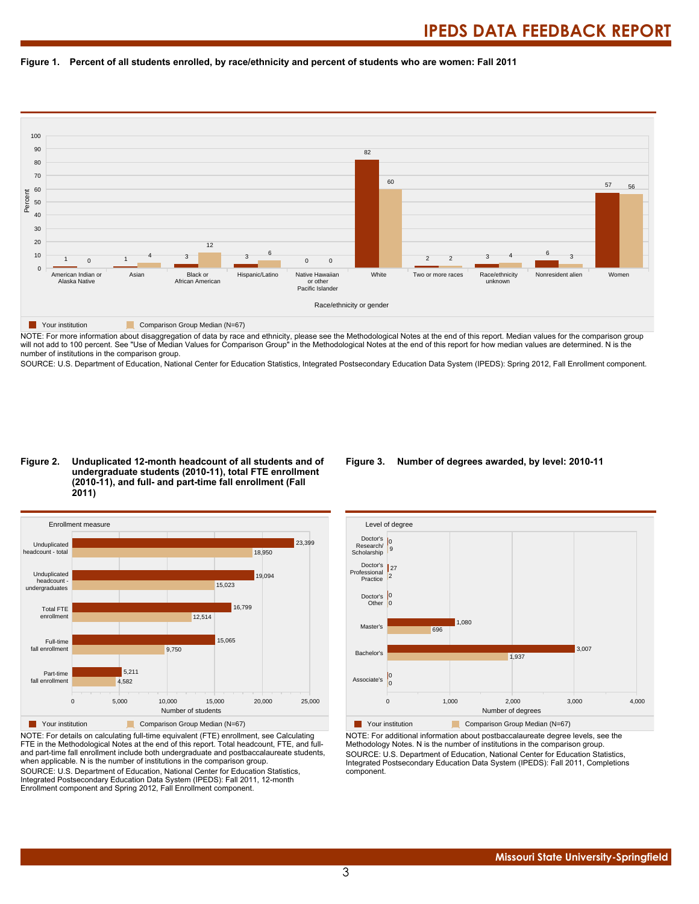## Figure 1. Percent of all students enrolled, by race/ethnicity and percent of students who are women: Fall 2011

| Race/ethnicity or gender | Your institution | Comparison Group Median (N=67) |
|---|---|---|
| American Indian or Alaska Native | 1 | 0 |
| Asian | 1 | 4 |
| Black or African American | 3 | 12 |
| Hispanic/Latino | 3 | 6 |
| Native Hawaiian or other Pacific Islander | 0 | 0 |
| White | 82 | 60 |
| Two or more races | 2 | 2 |
| Race/ethnicity unknown | 3 | 4 |
| Nonresident alien | 6 | 3 |
| Women | 57 | 56 |

NOTE: For more information about disaggregation of data by race and ethnicity, please see the Methodological Notes at the end of this report. Median values for the comparison group will not add to 100 percent. See "Use of Median Values for Comparison Group" in the Methodological Notes at the end of this report for how median values are determined. N is the number of institutions in the comparison group.

SOURCE: U.S. Department of Education, National Center for Education Statistics, Integrated Postsecondary Education Data System (IPEDS): Spring 2012, Fall Enrollment component.

## Figure 2. Unduplicated 12-month headcount of all students and of undergraduate students (2010-11), total FTE enrollment (2010-11), and full- and part-time fall enrollment (Fall 2011)

| Enrollment measure | Your institution | Comparison Group Median (N=67) |
|---|---|---|
| Unduplicated headcount - total | 23,399 | 18,950 |
| Unduplicated headcount - undergraduates | 19,094 | 15,023 |
| Total FTE enrollment | 16,799 | 12,514 |
| Full-time fall enrollment | 15,065 | 9,750 |
| Part-time fall enrollment | 5,211 | 4,582 |

NOTE: For details on calculating full-time equivalent (FTE) enrollment, see Calculating FTE in the Methodological Notes at the end of this report. Total headcount, FTE, and full- and part-time fall enrollment include both undergraduate and postbaccalaureate students, when applicable. N is the number of institutions in the comparison group.

SOURCE: U.S. Department of Education, National Center for Education Statistics, Integrated Postsecondary Education Data System (IPEDS): Fall 2011, 12-month Enrollment component and Spring 2012, Fall Enrollment component.

## Figure 3. Number of degrees awarded, by level: 2010-11

| Level of degree | Your institution | Comparison Group Median (N=67) |
|---|---|---|
| Doctor's Research/ Scholarship | 0 | 9 |
| Doctor's Professional Practice | 27 | 2 |
| Doctor's Other | 0 | 0 |
| Master's | 1,080 | 696 |
| Bachelor's | 3,007 | 1,937 |
| Associate's | 0 | 0 |

NOTE: For additional information about postbaccalaureate degree levels, see the Methodology Notes. N is the number of institutions in the comparison group.

SOURCE: U.S. Department of Education, National Center for Education Statistics, Integrated Postsecondary Education Data System (IPEDS): Fall 2011, Completions component.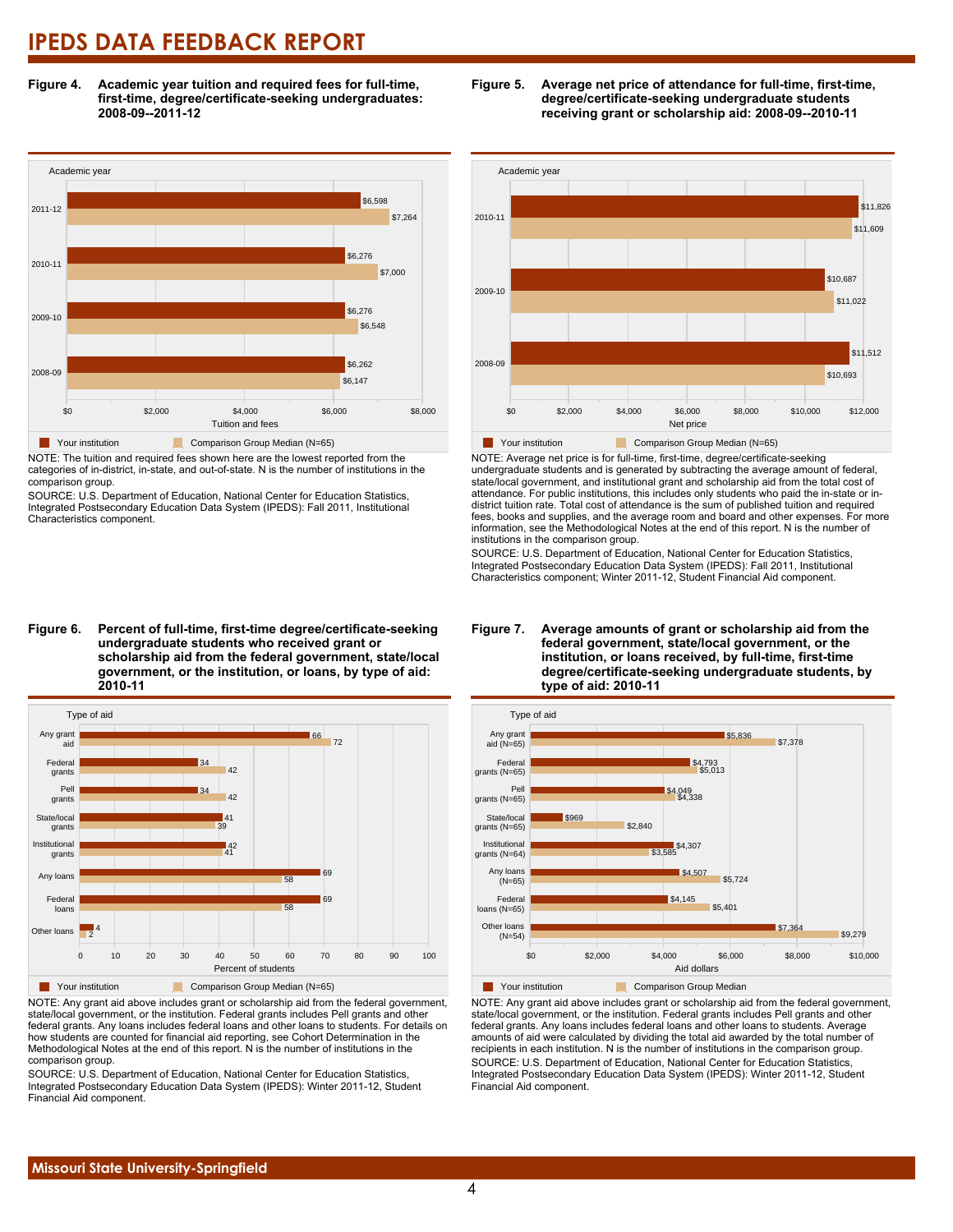# IPEDS DATA FEEDBACK REPORT

**Figure 4. Academic year tuition and required fees for full-time, first-time, degree/certificate-seeking undergraduates: 2008-09--2011-12**

| Academic year | Your institution | Comparison Group Median (N=65) |
|---|---|---|
| 2011-12 | $6,598 | $7,264 |
| 2010-11 | $6,276 | $7,000 |
| 2009-10 | $6,276 | $6,548 |
| 2008-09 | $6,262 | $6,147 |

NOTE: The tuition and required fees shown here are the lowest reported from the categories of in-district, in-state, and out-of-state. N is the number of institutions in the comparison group.

SOURCE: U.S. Department of Education, National Center for Education Statistics, Integrated Postsecondary Education Data System (IPEDS): Fall 2011, Institutional Characteristics component.

**Figure 5. Average net price of attendance for full-time, first-time, degree/certificate-seeking undergraduate students receiving grant or scholarship aid: 2008-09--2010-11**

| Academic year | Your institution | Comparison Group Median (N=65) |
|---|---|---|
| 2010-11 | $11,826 | $11,609 |
| 2009-10 | $10,687 | $11,022 |
| 2008-09 | $11,512 | $10,693 |

NOTE: Average net price is for full-time, first-time, degree/certificate-seeking undergraduate students and is generated by subtracting the average amount of federal, state/local government, and institutional grant and scholarship aid from the total cost of attendance. For public institutions, this includes only students who paid the in-state or in-district tuition rate. Total cost of attendance is the sum of published tuition and required fees, books and supplies, and the average room and board and other expenses. For more information, see the Methodological Notes at the end of this report. N is the number of institutions in the comparison group.

SOURCE: U.S. Department of Education, National Center for Education Statistics, Integrated Postsecondary Education Data System (IPEDS): Fall 2011, Institutional Characteristics component; Winter 2011-12, Student Financial Aid component.

**Figure 6. Percent of full-time, first-time degree/certificate-seeking undergraduate students who received grant or scholarship aid from the federal government, state/local government, or the institution, or loans, by type of aid: 2010-11**

| Type of aid | Your institution | Comparison Group Median (N=65) |
|---|---|---|
| Any grant aid | 66 | 72 |
| Federal grants | 34 | 42 |
| Pell grants | 34 | 42 |
| State/local grants | 41 | 39 |
| Institutional grants | 42 | 41 |
| Any loans | 69 | 58 |
| Federal loans | 69 | 58 |
| Other loans | 4 | 2 |

NOTE: Any grant aid above includes grant or scholarship aid from the federal government, state/local government, or the institution. Federal grants includes Pell grants and other federal grants. Any loans includes federal loans and other loans to students. For details on how students are counted for financial aid reporting, see Cohort Determination in the Methodological Notes at the end of this report. N is the number of institutions in the comparison group.

SOURCE: U.S. Department of Education, National Center for Education Statistics, Integrated Postsecondary Education Data System (IPEDS): Winter 2011-12, Student Financial Aid component.

**Figure 7. Average amounts of grant or scholarship aid from the federal government, state/local government, or the institution, or loans received, by full-time, first-time degree/certificate-seeking undergraduate students, by type of aid: 2010-11**

| Type of aid | Your institution | Comparison Group Median |
|---|---|---|
| Any grant aid (N=65) | $5,836 | $7,378 |
| Federal grants (N=65) | $4,793 | $5,013 |
| Pell grants (N=65) | $4,049 | $4,338 |
| State/local grants (N=65) | $969 | $2,840 |
| Institutional grants (N=64) | $4,307 | $3,585 |
| Any loans (N=65) | $4,507 | $5,724 |
| Federal loans (N=65) | $4,145 | $5,401 |
| Other loans (N=54) | $7,364 | $9,279 |

NOTE: Any grant aid above includes grant or scholarship aid from the federal government, state/local government, or the institution. Federal grants includes Pell grants and other federal grants. Any loans includes federal loans and other loans to students. Average amounts of aid were calculated by dividing the total aid awarded by the total number of recipients in each institution. N is the number of institutions in the comparison group.

SOURCE: U.S. Department of Education, National Center for Education Statistics, Integrated Postsecondary Education Data System (IPEDS): Winter 2011-12, Student Financial Aid component.

Missouri State University-Springfield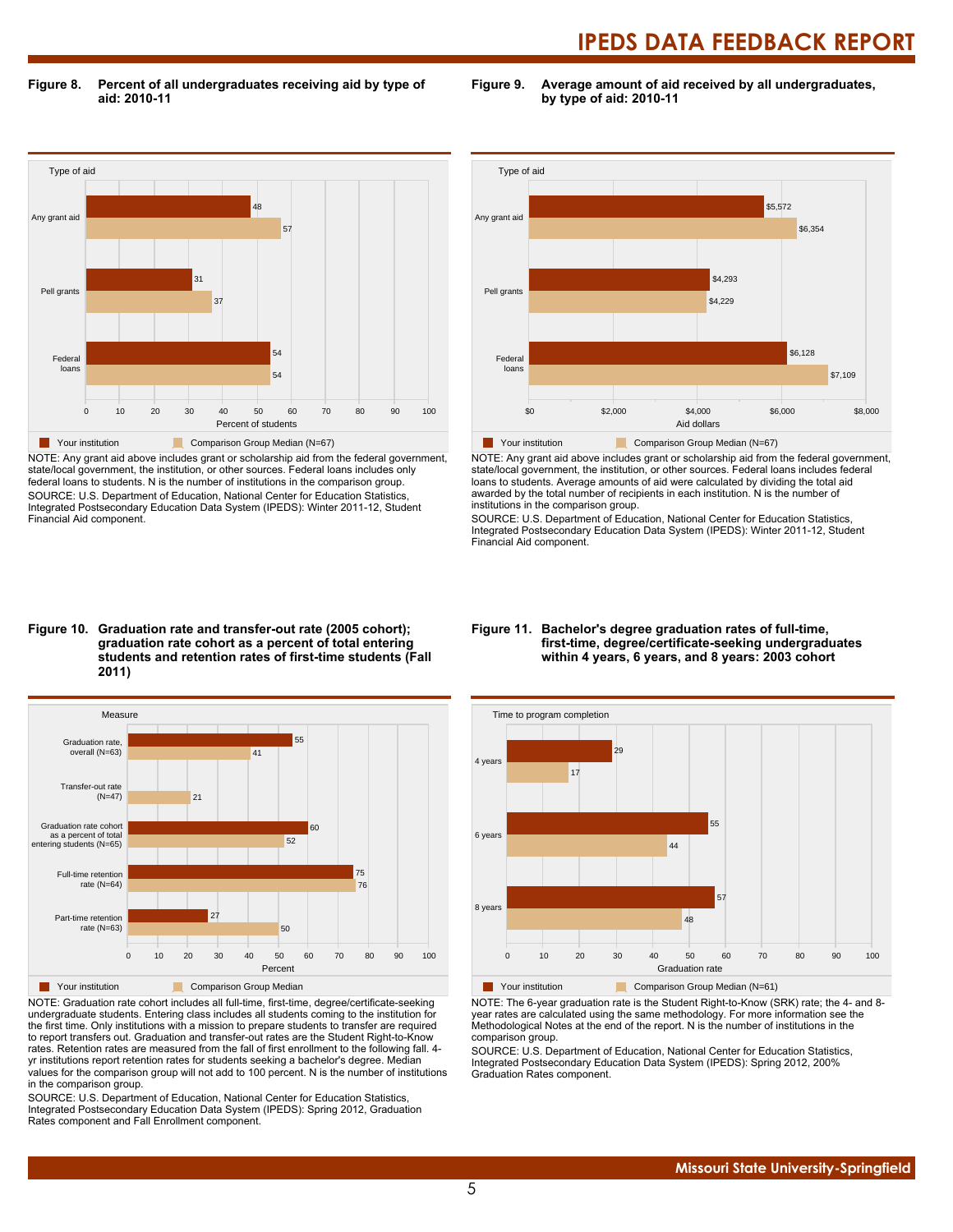**Figure 8. Percent of all undergraduates receiving aid by type of aid: 2010-11**

| Type of aid | Your institution | Comparison Group Median (N=67) |
|---|---|---|
| Any grant aid | 48 | 57 |
| Pell grants | 31 | 37 |
| Federal loans | 54 | 54 |

NOTE: Any grant aid above includes grant or scholarship aid from the federal government, state/local government, the institution, or other sources. Federal loans includes only federal loans to students. N is the number of institutions in the comparison group.

SOURCE: U.S. Department of Education, National Center for Education Statistics, Integrated Postsecondary Education Data System (IPEDS): Winter 2011-12, Student Financial Aid component.

**Figure 9. Average amount of aid received by all undergraduates, by type of aid: 2010-11**

| Type of aid | Your institution | Comparison Group Median (N=67) |
|---|---|---|
| Any grant aid | $5,572 | $6,354 |
| Pell grants | $4,293 | $4,229 |
| Federal loans | $6,128 | $7,109 |

NOTE: Any grant aid above includes grant or scholarship aid from the federal government, state/local government, the institution, or other sources. Federal loans includes federal loans to students. Average amounts of aid were calculated by dividing the total aid awarded by the total number of recipients in each institution. N is the number of institutions in the comparison group.

SOURCE: U.S. Department of Education, National Center for Education Statistics, Integrated Postsecondary Education Data System (IPEDS): Winter 2011-12, Student Financial Aid component.

**Figure 10. Graduation rate and transfer-out rate (2005 cohort); graduation rate cohort as a percent of total entering students and retention rates of first-time students (Fall 2011)**

| Measure | Your institution | Comparison Group Median |
|---|---|---|
| Graduation rate, overall (N=63) | 55 | 41 |
| Transfer-out rate (N=47) | | 21 |
| Graduation rate cohort as a percent of total entering students (N=65) | 60 | 52 |
| Full-time retention rate (N=64) | 75 | 76 |
| Part-time retention rate (N=63) | 27 | 50 |

NOTE: Graduation rate cohort includes all full-time, first-time, degree/certificate-seeking undergraduate students. Entering class includes all students coming to the institution for the first time. Only institutions with a mission to prepare students to transfer are required to report transfers out. Graduation and transfer-out rates are the Student Right-to-Know rates. Retention rates are measured from the fall of first enrollment to the following fall. 4-yr institutions report retention rates for students seeking a bachelor's degree. Median values for the comparison group will not add to 100 percent. N is the number of institutions in the comparison group.

SOURCE: U.S. Department of Education, National Center for Education Statistics, Integrated Postsecondary Education Data System (IPEDS): Spring 2012, Graduation Rates component and Fall Enrollment component.

**Figure 11. Bachelor's degree graduation rates of full-time, first-time, degree/certificate-seeking undergraduates within 4 years, 6 years, and 8 years: 2003 cohort**

| Time to program completion | Your institution | Comparison Group Median (N=61) |
|---|---|---|
| 4 years | 29 | 17 |
| 6 years | 55 | 44 |
| 8 years | 57 | 48 |

NOTE: The 6-year graduation rate is the Student Right-to-Know (SRK) rate; the 4- and 8-year rates are calculated using the same methodology. For more information see the Methodological Notes at the end of the report. N is the number of institutions in the comparison group.

SOURCE: U.S. Department of Education, National Center for Education Statistics, Integrated Postsecondary Education Data System (IPEDS): Spring 2012, 200% Graduation Rates component.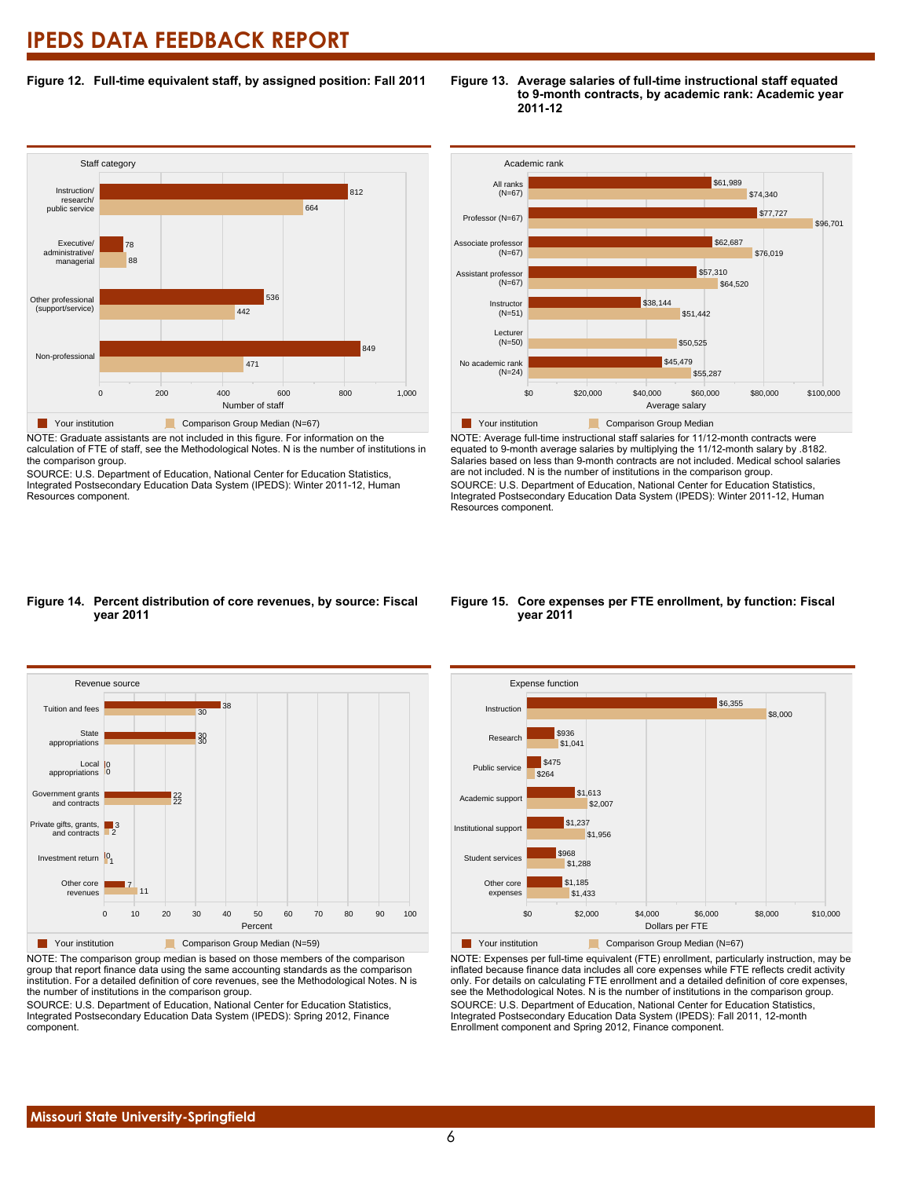# IPEDS DATA FEEDBACK REPORT

**Figure 12. Full-time equivalent staff, by assigned position: Fall 2011**

| Staff category | Your institution | Comparison Group Median (N=67) |
|---|---|---|
| Instruction/ research/ public service | 812 | 664 |
| Executive/ administrative/ managerial | 78 | 88 |
| Other professional (support/service) | 536 | 442 |
| Non-professional | 849 | 471 |

Number of staff

NOTE: Graduate assistants are not included in this figure. For information on the calculation of FTE of staff, see the Methodological Notes. N is the number of institutions in the comparison group.
SOURCE: U.S. Department of Education, National Center for Education Statistics, Integrated Postsecondary Education Data System (IPEDS): Winter 2011-12, Human Resources component.

**Figure 13. Average salaries of full-time instructional staff equated to 9-month contracts, by academic rank: Academic year 2011-12**

| Academic rank | Your institution | Comparison Group Median |
|---|---|---|
| All ranks (N=67) | $61,989 | $74,340 |
| Professor (N=67) | $77,727 | $96,701 |
| Associate professor (N=67) | $62,687 | $76,019 |
| Assistant professor (N=67) | $57,310 | $64,520 |
| Instructor (N=51) | $38,144 | $51,442 |
| Lecturer (N=50) | | $50,525 |
| No academic rank (N=24) | $45,479 | $55,287 |

Average salary

NOTE: Average full-time instructional staff salaries for 11/12-month contracts were equated to 9-month average salaries by multiplying the 11/12-month salary by .8182. Salaries based on less than 9-month contracts are not included. Medical school salaries are not included. N is the number of institutions in the comparison group.
SOURCE: U.S. Department of Education, National Center for Education Statistics, Integrated Postsecondary Education Data System (IPEDS): Winter 2011-12, Human Resources component.

**Figure 14. Percent distribution of core revenues, by source: Fiscal year 2011**

| Revenue source | Your institution | Comparison Group Median (N=59) |
|---|---|---|
| Tuition and fees | 38 | 30 |
| State appropriations | 30 | 30 |
| Local appropriations | 0 | 0 |
| Government grants and contracts | 22 | 22 |
| Private gifts, grants, and contracts | 3 | 2 |
| Investment return | 0 | 1 |
| Other core revenues | 7 | 11 |

Percent

NOTE: The comparison group median is based on those members of the comparison group that report finance data using the same accounting standards as the comparison institution. For a detailed definition of core revenues, see the Methodological Notes. N is the number of institutions in the comparison group.
SOURCE: U.S. Department of Education, National Center for Education Statistics, Integrated Postsecondary Education Data System (IPEDS): Spring 2012, Finance component.

**Figure 15. Core expenses per FTE enrollment, by function: Fiscal year 2011**

| Expense function | Your institution | Comparison Group Median (N=67) |
|---|---|---|
| Instruction | $6,355 | $8,000 |
| Research | $936 | $1,041 |
| Public service | $475 | $264 |
| Academic support | $1,613 | $2,007 |
| Institutional support | $1,237 | $1,956 |
| Student services | $968 | $1,288 |
| Other core expenses | $1,185 | $1,433 |

Dollars per FTE

NOTE: Expenses per full-time equivalent (FTE) enrollment, particularly instruction, may be inflated because finance data includes all core expenses while FTE reflects credit activity only. For details on calculating FTE enrollment and a detailed definition of core expenses, see the Methodological Notes. N is the number of institutions in the comparison group.
SOURCE: U.S. Department of Education, National Center for Education Statistics, Integrated Postsecondary Education Data System (IPEDS): Fall 2011, 12-month Enrollment component and Spring 2012, Finance component.

Missouri State University-Springfield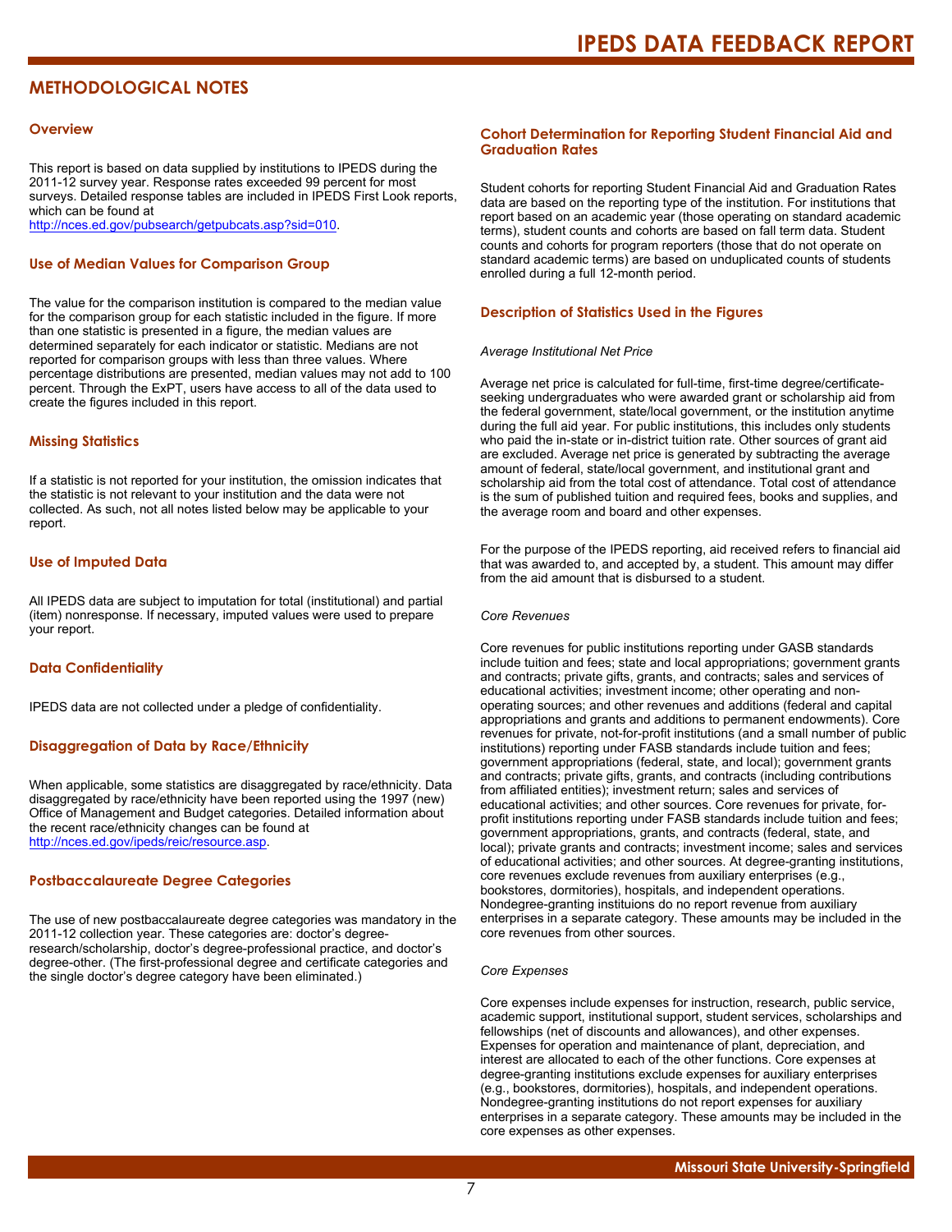## METHODOLOGICAL NOTES

### Overview

This report is based on data supplied by institutions to IPEDS during the 2011-12 survey year. Response rates exceeded 99 percent for most surveys. Detailed response tables are included in IPEDS First Look reports, which can be found at
http://nces.ed.gov/pubsearch/getpubcats.asp?sid=010.

### Use of Median Values for Comparison Group

The value for the comparison institution is compared to the median value for the comparison group for each statistic included in the figure. If more than one statistic is presented in a figure, the median values are determined separately for each indicator or statistic. Medians are not reported for comparison groups with less than three values. Where percentage distributions are presented, median values may not add to 100 percent. Through the ExPT, users have access to all of the data used to create the figures included in this report.

### Missing Statistics

If a statistic is not reported for your institution, the omission indicates that the statistic is not relevant to your institution and the data were not collected. As such, not all notes listed below may be applicable to your report.

### Use of Imputed Data

All IPEDS data are subject to imputation for total (institutional) and partial (item) nonresponse. If necessary, imputed values were used to prepare your report.

### Data Confidentiality

IPEDS data are not collected under a pledge of confidentiality.

### Disaggregation of Data by Race/Ethnicity

When applicable, some statistics are disaggregated by race/ethnicity. Data disaggregated by race/ethnicity have been reported using the 1997 (new) Office of Management and Budget categories. Detailed information about the recent race/ethnicity changes can be found at
http://nces.ed.gov/ipeds/reic/resource.asp.

### Postbaccalaureate Degree Categories

The use of new postbaccalaureate degree categories was mandatory in the 2011-12 collection year. These categories are: doctor's degree-research/scholarship, doctor's degree-professional practice, and doctor's degree-other. (The first-professional degree and certificate categories and the single doctor's degree category have been eliminated.)

### Cohort Determination for Reporting Student Financial Aid and Graduation Rates

Student cohorts for reporting Student Financial Aid and Graduation Rates data are based on the reporting type of the institution. For institutions that report based on an academic year (those operating on standard academic terms), student counts and cohorts are based on fall term data. Student counts and cohorts for program reporters (those that do not operate on standard academic terms) are based on unduplicated counts of students enrolled during a full 12-month period.

### Description of Statistics Used in the Figures

*Average Institutional Net Price*

Average net price is calculated for full-time, first-time degree/certificate-seeking undergraduates who were awarded grant or scholarship aid from the federal government, state/local government, or the institution anytime during the full aid year. For public institutions, this includes only students who paid the in-state or in-district tuition rate. Other sources of grant aid are excluded. Average net price is generated by subtracting the average amount of federal, state/local government, and institutional grant and scholarship aid from the total cost of attendance. Total cost of attendance is the sum of published tuition and required fees, books and supplies, and the average room and board and other expenses.

For the purpose of the IPEDS reporting, aid received refers to financial aid that was awarded to, and accepted by, a student. This amount may differ from the aid amount that is disbursed to a student.

*Core Revenues*

Core revenues for public institutions reporting under GASB standards include tuition and fees; state and local appropriations; government grants and contracts; private gifts, grants, and contracts; sales and services of educational activities; investment income; other operating and non-operating sources; and other revenues and additions (federal and capital appropriations and grants and additions to permanent endowments). Core revenues for private, not-for-profit institutions (and a small number of public institutions) reporting under FASB standards include tuition and fees; government appropriations (federal, state, and local); government grants and contracts; private gifts, grants, and contracts (including contributions from affiliated entities); investment return; sales and services of educational activities; and other sources. Core revenues for private, for-profit institutions reporting under FASB standards include tuition and fees; government appropriations, grants, and contracts (federal, state, and local); private grants and contracts; investment income; sales and services of educational activities; and other sources. At degree-granting institutions, core revenues exclude revenues from auxiliary enterprises (e.g., bookstores, dormitories), hospitals, and independent operations. Nondegree-granting instituions do not report revenue from auxiliary enterprises in a separate category. These amounts may be included in the core revenues from other sources.

*Core Expenses*

Core expenses include expenses for instruction, research, public service, academic support, institutional support, student services, scholarships and fellowships (net of discounts and allowances), and other expenses. Expenses for operation and maintenance of plant, depreciation, and interest are allocated to each of the other functions. Core expenses at degree-granting institutions exclude expenses for auxiliary enterprises (e.g., bookstores, dormitories), hospitals, and independent operations. Nondegree-granting institutions do not report expenses for auxiliary enterprises in a separate category. These amounts may be included in the core expenses as other expenses.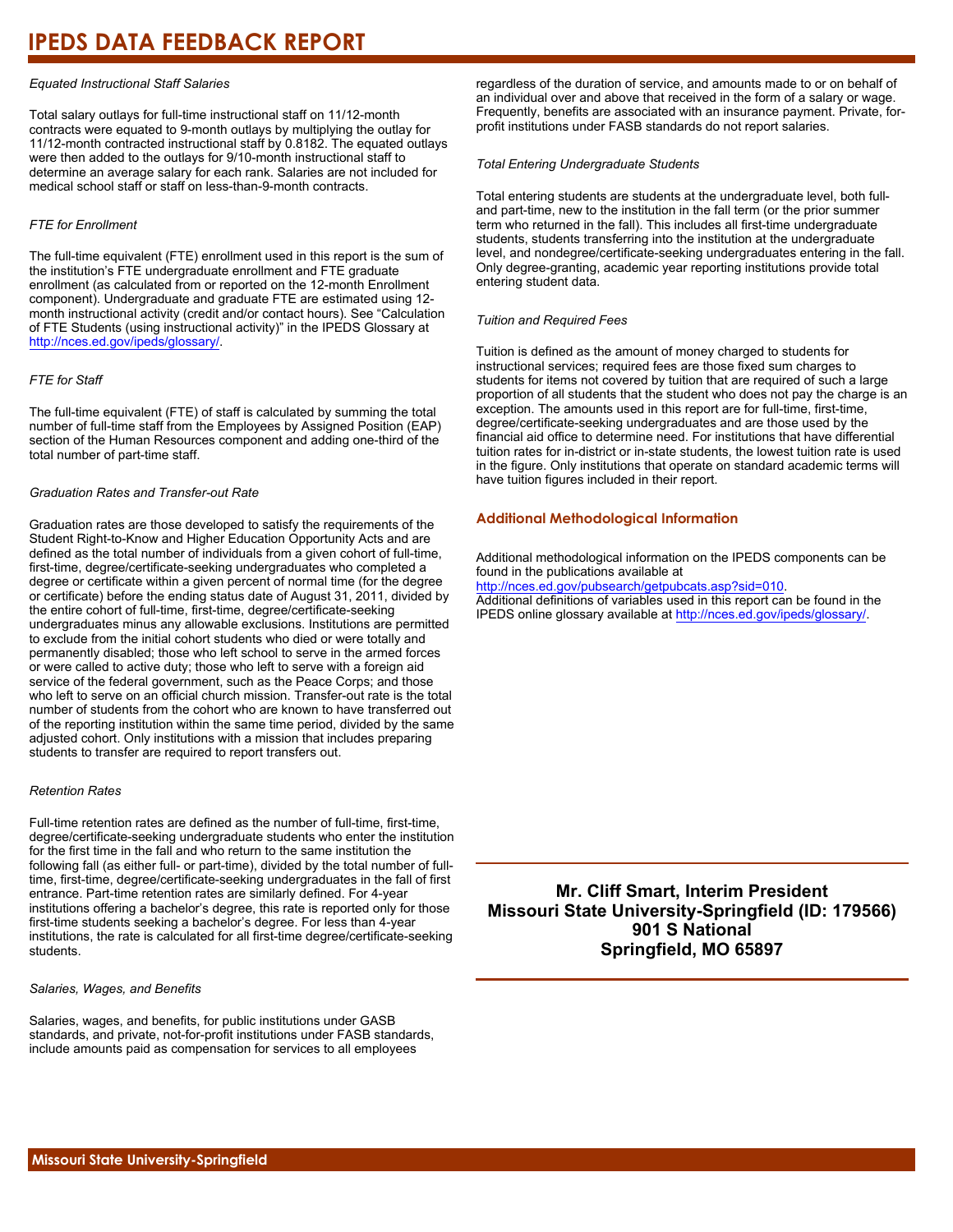*Equated Instructional Staff Salaries*

Total salary outlays for full-time instructional staff on 11/12-month contracts were equated to 9-month outlays by multiplying the outlay for 11/12-month contracted instructional staff by 0.8182. The equated outlays were then added to the outlays for 9/10-month instructional staff to determine an average salary for each rank. Salaries are not included for medical school staff or staff on less-than-9-month contracts.

*FTE for Enrollment*

The full-time equivalent (FTE) enrollment used in this report is the sum of the institution's FTE undergraduate enrollment and FTE graduate enrollment (as calculated from or reported on the 12-month Enrollment component). Undergraduate and graduate FTE are estimated using 12-month instructional activity (credit and/or contact hours). See "Calculation of FTE Students (using instructional activity)" in the IPEDS Glossary at http://nces.ed.gov/ipeds/glossary/.

*FTE for Staff*

The full-time equivalent (FTE) of staff is calculated by summing the total number of full-time staff from the Employees by Assigned Position (EAP) section of the Human Resources component and adding one-third of the total number of part-time staff.

*Graduation Rates and Transfer-out Rate*

Graduation rates are those developed to satisfy the requirements of the Student Right-to-Know and Higher Education Opportunity Acts and are defined as the total number of individuals from a given cohort of full-time, first-time, degree/certificate-seeking undergraduates who completed a degree or certificate within a given percent of normal time (for the degree or certificate) before the ending status date of August 31, 2011, divided by the entire cohort of full-time, first-time, degree/certificate-seeking undergraduates minus any allowable exclusions. Institutions are permitted to exclude from the initial cohort students who died or were totally and permanently disabled; those who left school to serve in the armed forces or were called to active duty; those who left to serve with a foreign aid service of the federal government, such as the Peace Corps; and those who left to serve on an official church mission. Transfer-out rate is the total number of students from the cohort who are known to have transferred out of the reporting institution within the same time period, divided by the same adjusted cohort. Only institutions with a mission that includes preparing students to transfer are required to report transfers out.

*Retention Rates*

Full-time retention rates are defined as the number of full-time, first-time, degree/certificate-seeking undergraduate students who enter the institution for the first time in the fall and who return to the same institution the following fall (as either full- or part-time), divided by the total number of full-time, first-time, degree/certificate-seeking undergraduates in the fall of first entrance. Part-time retention rates are similarly defined. For 4-year institutions offering a bachelor's degree, this rate is reported only for those first-time students seeking a bachelor's degree. For less than 4-year institutions, the rate is calculated for all first-time degree/certificate-seeking students.

*Salaries, Wages, and Benefits*

Salaries, wages, and benefits, for public institutions under GASB standards, and private, not-for-profit institutions under FASB standards, include amounts paid as compensation for services to all employees regardless of the duration of service, and amounts made to or on behalf of an individual over and above that received in the form of a salary or wage. Frequently, benefits are associated with an insurance payment. Private, for-profit institutions under FASB standards do not report salaries.

*Total Entering Undergraduate Students*

Total entering students are students at the undergraduate level, both full- and part-time, new to the institution in the fall term (or the prior summer term who returned in the fall). This includes all first-time undergraduate students, students transferring into the institution at the undergraduate level, and nondegree/certificate-seeking undergraduates entering in the fall. Only degree-granting, academic year reporting institutions provide total entering student data.

*Tuition and Required Fees*

Tuition is defined as the amount of money charged to students for instructional services; required fees are those fixed sum charges to students for items not covered by tuition that are required of such a large proportion of all students that the student who does not pay the charge is an exception. The amounts used in this report are for full-time, first-time, degree/certificate-seeking undergraduates and are those used by the financial aid office to determine need. For institutions that have differential tuition rates for in-district or in-state students, the lowest tuition rate is used in the figure. Only institutions that operate on standard academic terms will have tuition figures included in their report.

## Additional Methodological Information

Additional methodological information on the IPEDS components can be found in the publications available at http://nces.ed.gov/pubsearch/getpubcats.asp?sid=010.
Additional definitions of variables used in this report can be found in the IPEDS online glossary available at http://nces.ed.gov/ipeds/glossary/.

**Mr. Cliff Smart, Interim President**
**Missouri State University-Springfield (ID: 179566)**
**901 S National**
**Springfield, MO 65897**